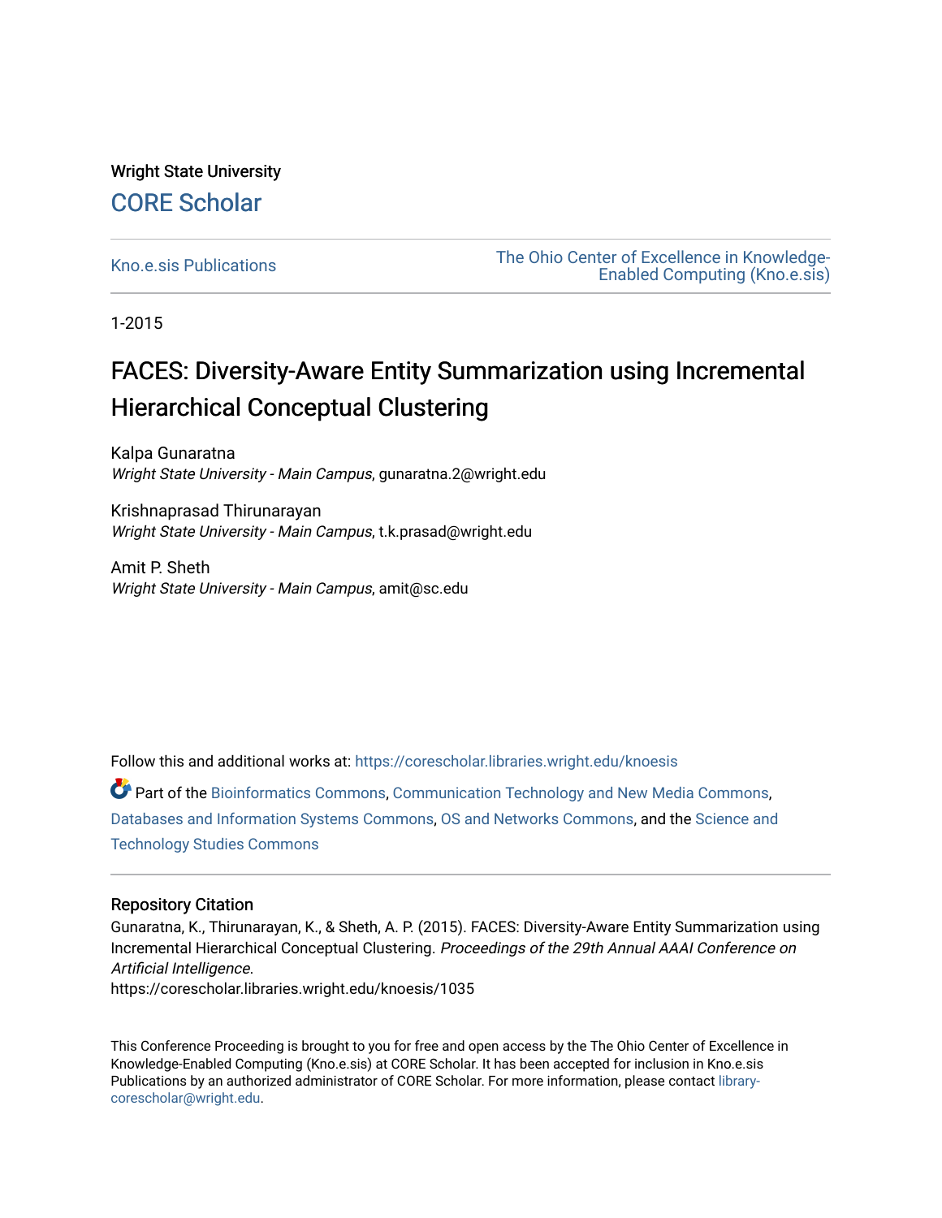Wright State University

CORE Scholar

Kno.e.sis Publications

The Ohio Center of Excellence in Knowledge-Enabled Computing (Kno.e.sis)

1-2015

# FACES: Diversity-Aware Entity Summarization using Incremental Hierarchical Conceptual Clustering

Kalpa Gunaratna
*Wright State University - Main Campus*, gunaratna.2@wright.edu

Krishnaprasad Thirunarayan
*Wright State University - Main Campus*, t.k.prasad@wright.edu

Amit P. Sheth
*Wright State University - Main Campus*, amit@sc.edu

Follow this and additional works at: https://corescholar.libraries.wright.edu/knoesis

Part of the Bioinformatics Commons, Communication Technology and New Media Commons, Databases and Information Systems Commons, OS and Networks Commons, and the Science and Technology Studies Commons

## Repository Citation

Gunaratna, K., Thirunarayan, K., & Sheth, A. P. (2015). FACES: Diversity-Aware Entity Summarization using Incremental Hierarchical Conceptual Clustering. *Proceedings of the 29th Annual AAAI Conference on Artificial Intelligence.*
https://corescholar.libraries.wright.edu/knoesis/1035

This Conference Proceeding is brought to you for free and open access by the The Ohio Center of Excellence in Knowledge-Enabled Computing (Kno.e.sis) at CORE Scholar. It has been accepted for inclusion in Kno.e.sis Publications by an authorized administrator of CORE Scholar. For more information, please contact library-corescholar@wright.edu.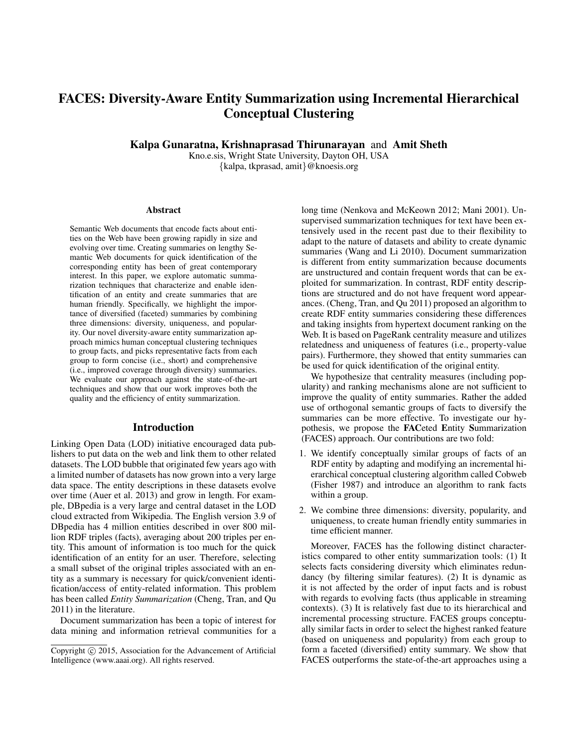# FACES: Diversity-Aware Entity Summarization using Incremental Hierarchical Conceptual Clustering

**Kalpa Gunaratna, Krishnaprasad Thirunarayan** and **Amit Sheth**

Kno.e.sis, Wright State University, Dayton OH, USA
{kalpa, tkprasad, amit}@knoesis.org

### Abstract

Semantic Web documents that encode facts about entities on the Web have been growing rapidly in size and evolving over time. Creating summaries on lengthy Semantic Web documents for quick identification of the corresponding entity has been of great contemporary interest. In this paper, we explore automatic summarization techniques that characterize and enable identification of an entity and create summaries that are human friendly. Specifically, we highlight the importance of diversified (faceted) summaries by combining three dimensions: diversity, uniqueness, and popularity. Our novel diversity-aware entity summarization approach mimics human conceptual clustering techniques to group facts, and picks representative facts from each group to form concise (i.e., short) and comprehensive (i.e., improved coverage through diversity) summaries. We evaluate our approach against the state-of-the-art techniques and show that our work improves both the quality and the efficiency of entity summarization.

## Introduction

Linking Open Data (LOD) initiative encouraged data publishers to put data on the web and link them to other related datasets. The LOD bubble that originated few years ago with a limited number of datasets has now grown into a very large data space. The entity descriptions in these datasets evolve over time (Auer et al. 2013) and grow in length. For example, DBpedia is a very large and central dataset in the LOD cloud extracted from Wikipedia. The English version 3.9 of DBpedia has 4 million entities described in over 800 million RDF triples (facts), averaging about 200 triples per entity. This amount of information is too much for the quick identification of an entity for an user. Therefore, selecting a small subset of the original triples associated with an entity as a summary is necessary for quick/convenient identification/access of entity-related information. This problem has been called *Entity Summarization* (Cheng, Tran, and Qu 2011) in the literature.

Document summarization has been a topic of interest for data mining and information retrieval communities for a long time (Nenkova and McKeown 2012; Mani 2001). Unsupervised summarization techniques for text have been extensively used in the recent past due to their flexibility to adapt to the nature of datasets and ability to create dynamic summaries (Wang and Li 2010). Document summarization is different from entity summarization because documents are unstructured and contain frequent words that can be exploited for summarization. In contrast, RDF entity descriptions are structured and do not have frequent word appearances. (Cheng, Tran, and Qu 2011) proposed an algorithm to create RDF entity summaries considering these differences and taking insights from hypertext document ranking on the Web. It is based on PageRank centrality measure and utilizes relatedness and uniqueness of features (i.e., property-value pairs). Furthermore, they showed that entity summaries can be used for quick identification of the original entity.

We hypothesize that centrality measures (including popularity) and ranking mechanisms alone are not sufficient to improve the quality of entity summaries. Rather the added use of orthogonal semantic groups of facts to diversify the summaries can be more effective. To investigate our hypothesis, we propose the **FAC**eted **E**ntity **S**ummarization (FACES) approach. Our contributions are two fold:

1. We identify conceptually similar groups of facts of an RDF entity by adapting and modifying an incremental hierarchical conceptual clustering algorithm called Cobweb (Fisher 1987) and introduce an algorithm to rank facts within a group.
2. We combine three dimensions: diversity, popularity, and uniqueness, to create human friendly entity summaries in time efficient manner.

Moreover, FACES has the following distinct characteristics compared to other entity summarization tools: (1) It selects facts considering diversity which eliminates redundancy (by filtering similar features). (2) It is dynamic as it is not affected by the order of input facts and is robust with regards to evolving facts (thus applicable in streaming contexts). (3) It is relatively fast due to its hierarchical and incremental processing structure. FACES groups conceptually similar facts in order to select the highest ranked feature (based on uniqueness and popularity) from each group to form a faceted (diversified) entity summary. We show that FACES outperforms the state-of-the-art approaches using a

Copyright © 2015, Association for the Advancement of Artificial Intelligence (www.aaai.org). All rights reserved.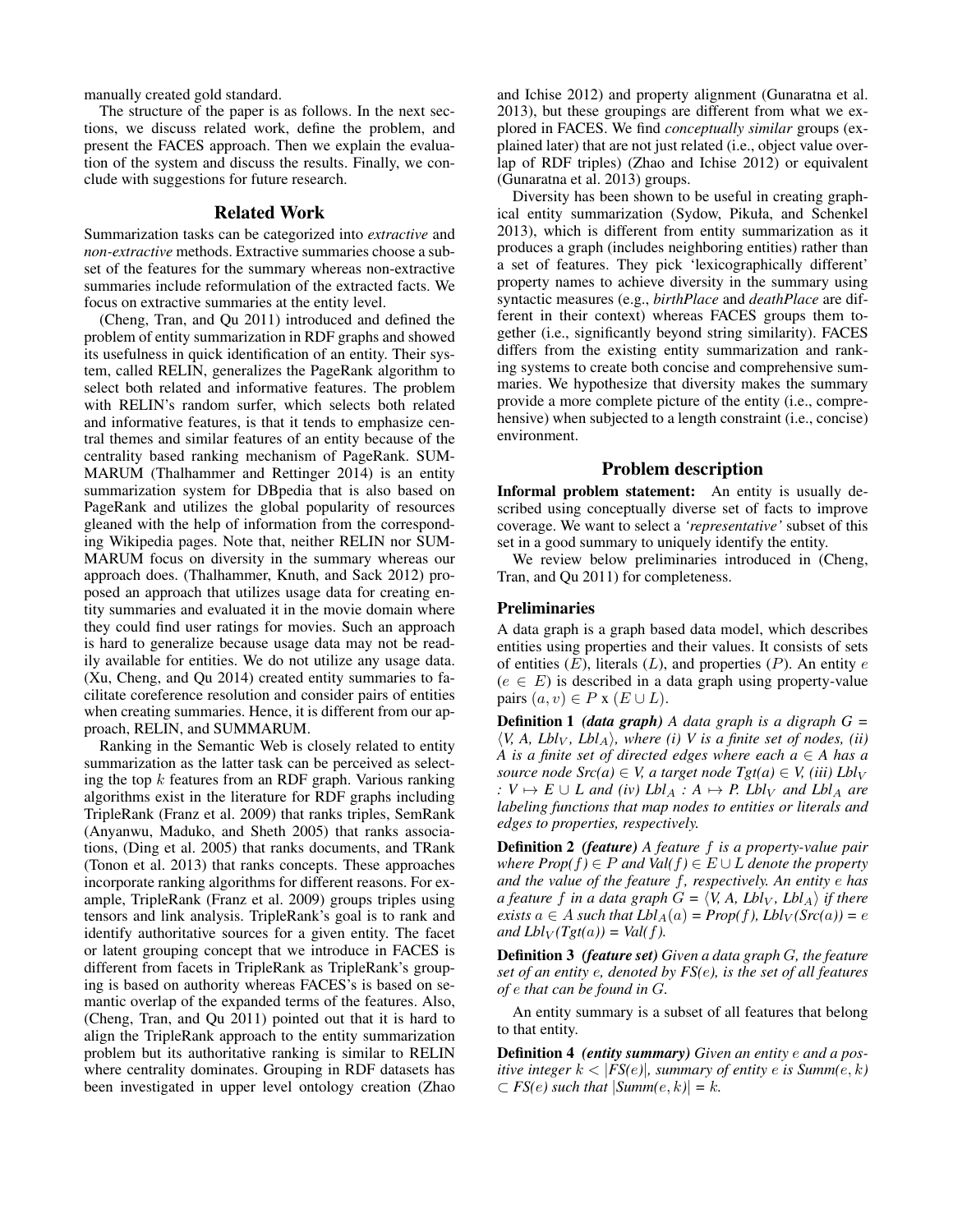manually created gold standard.

The structure of the paper is as follows. In the next sections, we discuss related work, define the problem, and present the FACES approach. Then we explain the evaluation of the system and discuss the results. Finally, we conclude with suggestions for future research.

## Related Work

Summarization tasks can be categorized into *extractive* and *non-extractive* methods. Extractive summaries choose a subset of the features for the summary whereas non-extractive summaries include reformulation of the extracted facts. We focus on extractive summaries at the entity level.

(Cheng, Tran, and Qu 2011) introduced and defined the problem of entity summarization in RDF graphs and showed its usefulness in quick identification of an entity. Their system, called RELIN, generalizes the PageRank algorithm to select both related and informative features. The problem with RELIN's random surfer, which selects both related and informative features, is that it tends to emphasize central themes and similar features of an entity because of the centrality based ranking mechanism of PageRank. SUMMARUM (Thalhammer and Rettinger 2014) is an entity summarization system for DBpedia that is also based on PageRank and utilizes the global popularity of resources gleaned with the help of information from the corresponding Wikipedia pages. Note that, neither RELIN nor SUMMARUM focus on diversity in the summary whereas our approach does. (Thalhammer, Knuth, and Sack 2012) proposed an approach that utilizes usage data for creating entity summaries and evaluated it in the movie domain where they could find user ratings for movies. Such an approach is hard to generalize because usage data may not be readily available for entities. We do not utilize any usage data. (Xu, Cheng, and Qu 2014) created entity summaries to facilitate coreference resolution and consider pairs of entities when creating summaries. Hence, it is different from our approach, RELIN, and SUMMARUM.

Ranking in the Semantic Web is closely related to entity summarization as the latter task can be perceived as selecting the top $k$ features from an RDF graph. Various ranking algorithms exist in the literature for RDF graphs including TripleRank (Franz et al. 2009) that ranks triples, SemRank (Anyanwu, Maduko, and Sheth 2005) that ranks associations, (Ding et al. 2005) that ranks documents, and TRank (Tonon et al. 2013) that ranks concepts. These approaches incorporate ranking algorithms for different reasons. For example, TripleRank (Franz et al. 2009) groups triples using tensors and link analysis. TripleRank's goal is to rank and identify authoritative sources for a given entity. The facet or latent grouping concept that we introduce in FACES is different from facets in TripleRank as TripleRank's grouping is based on authority whereas FACES's is based on semantic overlap of the expanded terms of the features. Also, (Cheng, Tran, and Qu 2011) pointed out that it is hard to align the TripleRank approach to the entity summarization problem but its authoritative ranking is similar to RELIN where centrality dominates. Grouping in RDF datasets has been investigated in upper level ontology creation (Zhao and Ichise 2012) and property alignment (Gunaratna et al. 2013), but these groupings are different from what we explored in FACES. We find *conceptually similar* groups (explained later) that are not just related (i.e., object value overlap of RDF triples) (Zhao and Ichise 2012) or equivalent (Gunaratna et al. 2013) groups.

Diversity has been shown to be useful in creating graphical entity summarization (Sydow, Pikuła, and Schenkel 2013), which is different from entity summarization as it produces a graph (includes neighboring entities) rather than a set of features. They pick 'lexicographically different' property names to achieve diversity in the summary using syntactic measures (e.g., *birthPlace* and *deathPlace* are different in their context) whereas FACES groups them together (i.e., significantly beyond string similarity). FACES differs from the existing entity summarization and ranking systems to create both concise and comprehensive summaries. We hypothesize that diversity makes the summary provide a more complete picture of the entity (i.e., comprehensive) when subjected to a length constraint (i.e., concise) environment.

## Problem description

**Informal problem statement:** An entity is usually described using conceptually diverse set of facts to improve coverage. We want to select a *'representative'* subset of this set in a good summary to uniquely identify the entity.

We review below preliminaries introduced in (Cheng, Tran, and Qu 2011) for completeness.

### Preliminaries

A data graph is a graph based data model, which describes entities using properties and their values. It consists of sets of entities ($E$), literals ($L$), and properties ($P$). An entity $e$ ($e \in E$) is described in a data graph using property-value pairs $(a, v) \in P$ x $(E \cup L)$.

**Definition 1** ***(data graph)*** *A data graph is a digraph G = $\langle$V, A, Lbl$_V$, Lbl$_A\rangle$, where (i) V is a finite set of nodes, (ii) A is a finite set of directed edges where each $a \in A$ has a source node Src(a) $\in$ V, a target node Tgt(a) $\in$ V, (iii) Lbl$_V$ : $V \mapsto E \cup L$ and (iv) Lbl$_A$ : $A \mapsto$ P. Lbl$_V$ and Lbl$_A$ are labeling functions that map nodes to entities or literals and edges to properties, respectively.*

**Definition 2** ***(feature)*** *A feature $f$ is a property-value pair where Prop($f$) $\in P$ and Val($f$) $\in E \cup L$ denote the property and the value of the feature $f$, respectively. An entity $e$ has a feature $f$ in a data graph G = $\langle$V, A, Lbl$_V$, Lbl$_A\rangle$ if there exists $a \in A$ such that Lbl$_A$(a) = Prop($f$), Lbl$_V$(Src(a)) = $e$ and Lbl$_V$(Tgt(a)) = Val($f$).*

**Definition 3** ***(feature set)*** *Given a data graph $G$, the feature set of an entity $e$, denoted by FS($e$), is the set of all features of $e$ that can be found in $G$.*

An entity summary is a subset of all features that belong to that entity.

**Definition 4** ***(entity summary)*** *Given an entity $e$ and a positive integer $k <$ |FS($e$)|, summary of entity $e$ is Summ($e, k$) $\subset$ FS($e$) such that |Summ($e, k$)| = $k$.*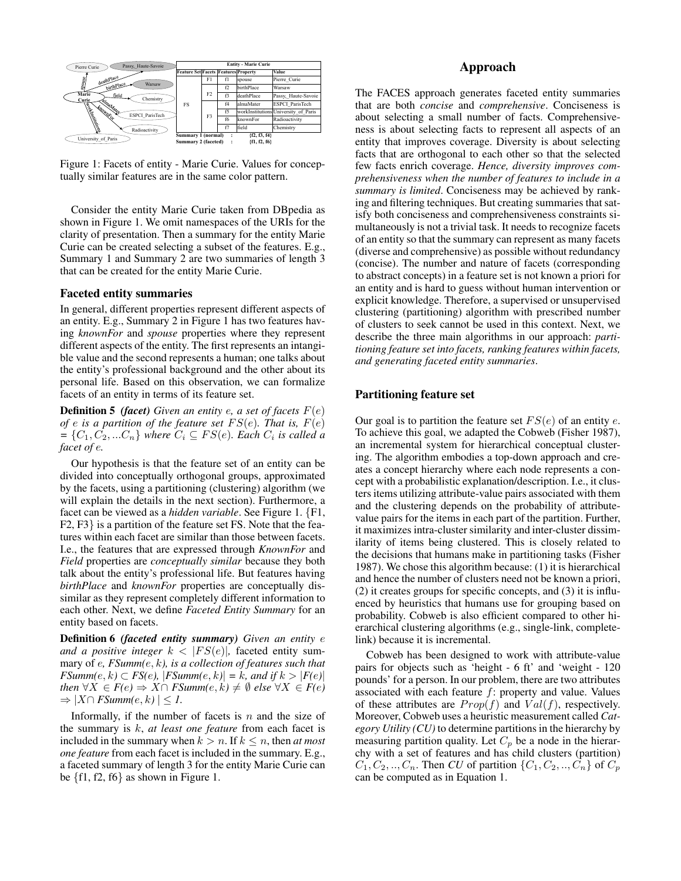| Entity - Marie Curie | | | | |
|---|---|---|---|---|
| Feature Set | Facets | Features | Property | Value |
| FS | F1 | f1 | spouse | Pierre_Curie |
| | F2 | f2 | birthPlace | Warsaw |
| | | f3 | deathPlace | Passy,_Haute-Savoie |
| | F3 | f4 | almaMater | ESPCI_ParisTech |
| | | f5 | workInstitutions | University_of_Paris |
| | | f6 | knownFor | Radioactivity |
| | | f7 | field | Chemistry |
| Summary 1 (normal) | : | {f2, f3, f4} | | |
| Summary 2 (faceted) | : | {f1, f2, f6} | | |

Figure 1: Facets of entity - Marie Curie. Values for conceptually similar features are in the same color pattern.

Consider the entity Marie Curie taken from DBpedia as shown in Figure 1. We omit namespaces of the URIs for the clarity of presentation. Then a summary for the entity Marie Curie can be created selecting a subset of the features. E.g., Summary 1 and Summary 2 are two summaries of length 3 that can be created for the entity Marie Curie.

### Faceted entity summaries

In general, different properties represent different aspects of an entity. E.g., Summary 2 in Figure 1 has two features having *knownFor* and *spouse* properties where they represent different aspects of the entity. The first represents an intangible value and the second represents a human; one talks about the entity's professional background and the other about its personal life. Based on this observation, we can formalize facets of an entity in terms of its feature set.

**Definition 5** ***(facet)*** *Given an entity $e$, a set of facets $F(e)$ of $e$ is a partition of the feature set $FS(e)$. That is, $F(e) = \{C_1, C_2, ...C_n\}$ where $C_i \subseteq FS(e)$. Each $C_i$ is called a facet of $e$.*

Our hypothesis is that the feature set of an entity can be divided into conceptually orthogonal groups, approximated by the facets, using a partitioning (clustering) algorithm (we will explain the details in the next section). Furthermore, a facet can be viewed as a *hidden variable*. See Figure 1. {F1, F2, F3} is a partition of the feature set FS. Note that the features within each facet are similar than those between facets. I.e., the features that are expressed through *KnownFor* and *Field* properties are *conceptually similar* because they both talk about the entity's professional life. But features having *birthPlace* and *knownFor* properties are conceptually dissimilar as they represent completely different information to each other. Next, we define *Faceted Entity Summary* for an entity based on facets.

**Definition 6** ***(faceted entity summary)*** *Given an entity $e$ and a positive integer $k < |FS(e)|$,* faceted entity summary *of $e$, $FSumm(e, k)$, is a collection of features such that $FSumm(e, k) \subset FS(e)$, $|FSumm(e, k)| = k$, and if $k > |F(e)|$ then $\forall X \in F(e) \Rightarrow X \cap FSumm(e, k) \neq \emptyset$ else $\forall X \in F(e) \Rightarrow |X \cap FSumm(e, k)| \leq 1$.*

Informally, if the number of facets is $n$ and the size of the summary is $k$, *at least one feature* from each facet is included in the summary when $k > n$. If $k \leq n$, then *at most one feature* from each facet is included in the summary. E.g., a faceted summary of length 3 for the entity Marie Curie can be {f1, f2, f6} as shown in Figure 1.

## Approach

The FACES approach generates faceted entity summaries that are both *concise* and *comprehensive*. Conciseness is about selecting a small number of facts. Comprehensiveness is about selecting facts to represent all aspects of an entity that improves coverage. Diversity is about selecting facts that are orthogonal to each other so that the selected few facts enrich coverage. *Hence, diversity improves comprehensiveness when the number of features to include in a summary is limited*. Conciseness may be achieved by ranking and filtering techniques. But creating summaries that satisfy both conciseness and comprehensiveness constraints simultaneously is not a trivial task. It needs to recognize facets of an entity so that the summary can represent as many facets (diverse and comprehensive) as possible without redundancy (concise). The number and nature of facets (corresponding to abstract concepts) in a feature set is not known a priori for an entity and is hard to guess without human intervention or explicit knowledge. Therefore, a supervised or unsupervised clustering (partitioning) algorithm with prescribed number of clusters to seek cannot be used in this context. Next, we describe the three main algorithms in our approach: *partitioning feature set into facets, ranking features within facets, and generating faceted entity summaries*.

### Partitioning feature set

Our goal is to partition the feature set $FS(e)$ of an entity $e$. To achieve this goal, we adapted the Cobweb (Fisher 1987), an incremental system for hierarchical conceptual clustering. The algorithm embodies a top-down approach and creates a concept hierarchy where each node represents a concept with a probabilistic explanation/description. I.e., it clusters items utilizing attribute-value pairs associated with them and the clustering depends on the probability of attribute-value pairs for the items in each part of the partition. Further, it maximizes intra-cluster similarity and inter-cluster dissimilarity of items being clustered. This is closely related to the decisions that humans make in partitioning tasks (Fisher 1987). We chose this algorithm because: (1) it is hierarchical and hence the number of clusters need not be known a priori, (2) it creates groups for specific concepts, and (3) it is influenced by heuristics that humans use for grouping based on probability. Cobweb is also efficient compared to other hierarchical clustering algorithms (e.g., single-link, complete-link) because it is incremental.

Cobweb has been designed to work with attribute-value pairs for objects such as 'height - 6 ft' and 'weight - 120 pounds' for a person. In our problem, there are two attributes associated with each feature $f$: property and value. Values of these attributes are $Prop(f)$ and $Val(f)$, respectively. Moreover, Cobweb uses a heuristic measurement called *Category Utility (CU)* to determine partitions in the hierarchy by measuring partition quality. Let $C_p$ be a node in the hierarchy with a set of features and has child clusters (partition) $C_1, C_2, .., C_n$. Then *CU* of partition $\{C_1, C_2, .., C_n\}$ of $C_p$ can be computed as in Equation 1.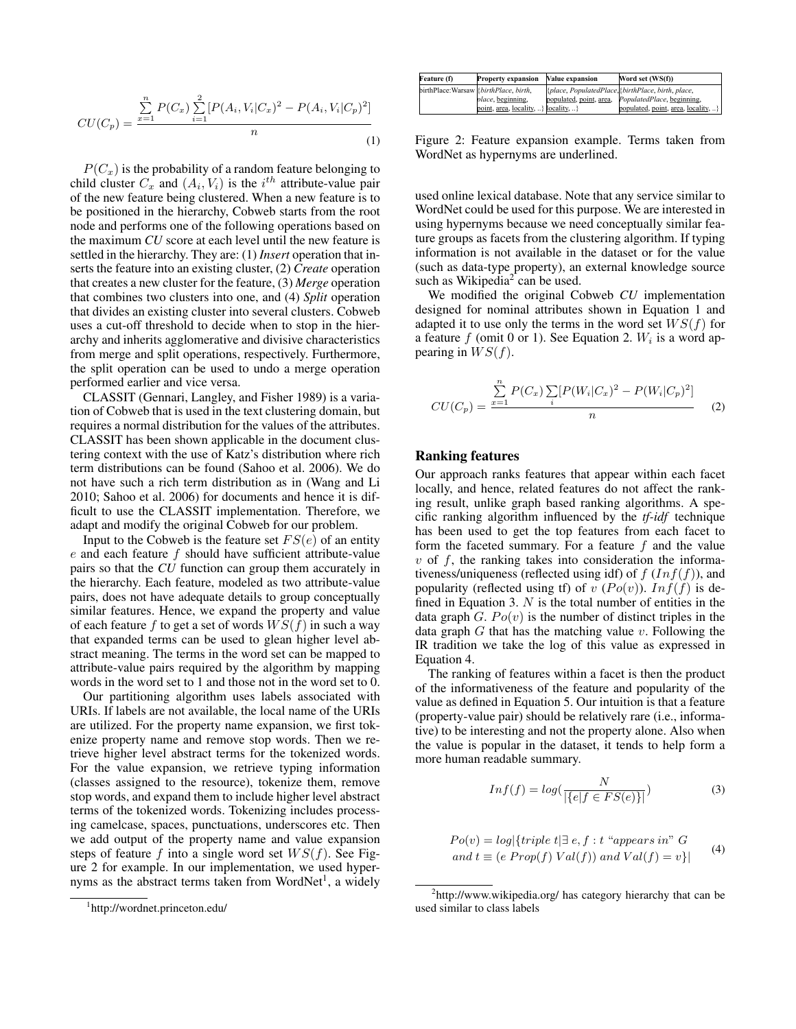$$CU(C_p) = \frac{\sum_{x=1}^{n} P(C_x) \sum_{i=1}^{2} [P(A_i, V_i|C_x)^2 - P(A_i, V_i|C_p)^2]}{n} \quad (1)$$

$P(C_x)$ is the probability of a random feature belonging to child cluster $C_x$ and $(A_i, V_i)$ is the $i^{th}$ attribute-value pair of the new feature being clustered. When a new feature is to be positioned in the hierarchy, Cobweb starts from the root node and performs one of the following operations based on the maximum *CU* score at each level until the new feature is settled in the hierarchy. They are: (1) ***Insert*** operation that inserts the feature into an existing cluster, (2) ***Create*** operation that creates a new cluster for the feature, (3) ***Merge*** operation that combines two clusters into one, and (4) ***Split*** operation that divides an existing cluster into several clusters. Cobweb uses a cut-off threshold to decide when to stop in the hierarchy and inherits agglomerative and divisive characteristics from merge and split operations, respectively. Furthermore, the split operation can be used to undo a merge operation performed earlier and vice versa.

CLASSIT (Gennari, Langley, and Fisher 1989) is a variation of Cobweb that is used in the text clustering domain, but requires a normal distribution for the values of the attributes. CLASSIT has been shown applicable in the document clustering context with the use of Katz's distribution where rich term distributions can be found (Sahoo et al. 2006). We do not have such a rich term distribution as in (Wang and Li 2010; Sahoo et al. 2006) for documents and hence it is difficult to use the CLASSIT implementation. Therefore, we adapt and modify the original Cobweb for our problem.

Input to the Cobweb is the feature set $FS(e)$ of an entity $e$ and each feature $f$ should have sufficient attribute-value pairs so that the *CU* function can group them accurately in the hierarchy. Each feature, modeled as two attribute-value pairs, does not have adequate details to group conceptually similar features. Hence, we expand the property and value of each feature $f$ to get a set of words $WS(f)$ in such a way that expanded terms can be used to glean higher level abstract meaning. The terms in the word set can be mapped to attribute-value pairs required by the algorithm by mapping words in the word set to 1 and those not in the word set to 0.

Our partitioning algorithm uses labels associated with URIs. If labels are not available, the local name of the URIs are utilized. For the property name expansion, we first tokenize property name and remove stop words. Then we retrieve higher level abstract terms for the tokenized words. For the value expansion, we retrieve typing information (classes assigned to the resource), tokenize them, remove stop words, and expand them to include higher level abstract terms of the tokenized words. Tokenizing includes processing camelcase, spaces, punctuations, underscores etc. Then we add output of the property name and value expansion steps of feature $f$ into a single word set $WS(f)$. See Figure 2 for example. In our implementation, we used hypernyms as the abstract terms taken from WordNet[1], a widely used online lexical database. Note that any service similar to WordNet could be used for this purpose. We are interested in using hypernyms because we need conceptually similar feature groups as facets from the clustering algorithm. If typing information is not available in the dataset or for the value (such as data-type property), an external knowledge source such as Wikipedia[2] can be used.

[1] http://wordnet.princeton.edu/

| Feature (f) | Property expansion | Value expansion | Word set (WS(f)) |
|---|---|---|---|
| birthPlace:Warsaw | {*birthPlace*, *birth*, *place*, beginning, point, area, locality, ..} | {*place*, *PopulatedPlace*, populated, point, area, locality, ..} | {*birthPlace*, *birth*, *place*, *PopulatedPlace*, beginning, populated, point, area, locality, ..} |

Figure 2: Feature expansion example. Terms taken from WordNet as hypernyms are underlined.

We modified the original Cobweb *CU* implementation designed for nominal attributes shown in Equation 1 and adapted it to use only the terms in the word set $WS(f)$ for a feature $f$ (omit 0 or 1). See Equation 2. $W_i$ is a word appearing in $WS(f)$.

$$CU(C_p) = \frac{\sum_{x=1}^{n} P(C_x) \sum_{i} [P(W_i|C_x)^2 - P(W_i|C_p)^2]}{n} \quad (2)$$

### Ranking features

Our approach ranks features that appear within each facet locally, and hence, related features do not affect the ranking result, unlike graph based ranking algorithms. A specific ranking algorithm influenced by the *tf-idf* technique has been used to get the top features from each facet to form the faceted summary. For a feature $f$ and the value $v$ of $f$, the ranking takes into consideration the informativeness/uniqueness (reflected using idf) of $f$ ($Inf(f)$), and popularity (reflected using tf) of $v$ ($Po(v)$). $Inf(f)$ is defined in Equation 3. $N$ is the total number of entities in the data graph $G$. $Po(v)$ is the number of distinct triples in the data graph $G$ that has the matching value $v$. Following the IR tradition we take the log of this value as expressed in Equation 4.

The ranking of features within a facet is then the product of the informativeness of the feature and popularity of the value as defined in Equation 5. Our intuition is that a feature (property-value pair) should be relatively rare (i.e., informative) to be interesting and not the property alone. Also when the value is popular in the dataset, it tends to help form a more human readable summary.

$$Inf(f) = log(\frac{N}{|\{e|f \in FS(e)\}|}) \quad (3)$$

$$Po(v) = log|\{triple\ t|\exists\ e, f : t \text{ “}appears\ in\text{” } G \\ and\ t \equiv (e\ Prop(f)\ Val(f))\ and\ Val(f) = v\}| \quad (4)$$

[2] http://www.wikipedia.org/ has category hierarchy that can be used similar to class labels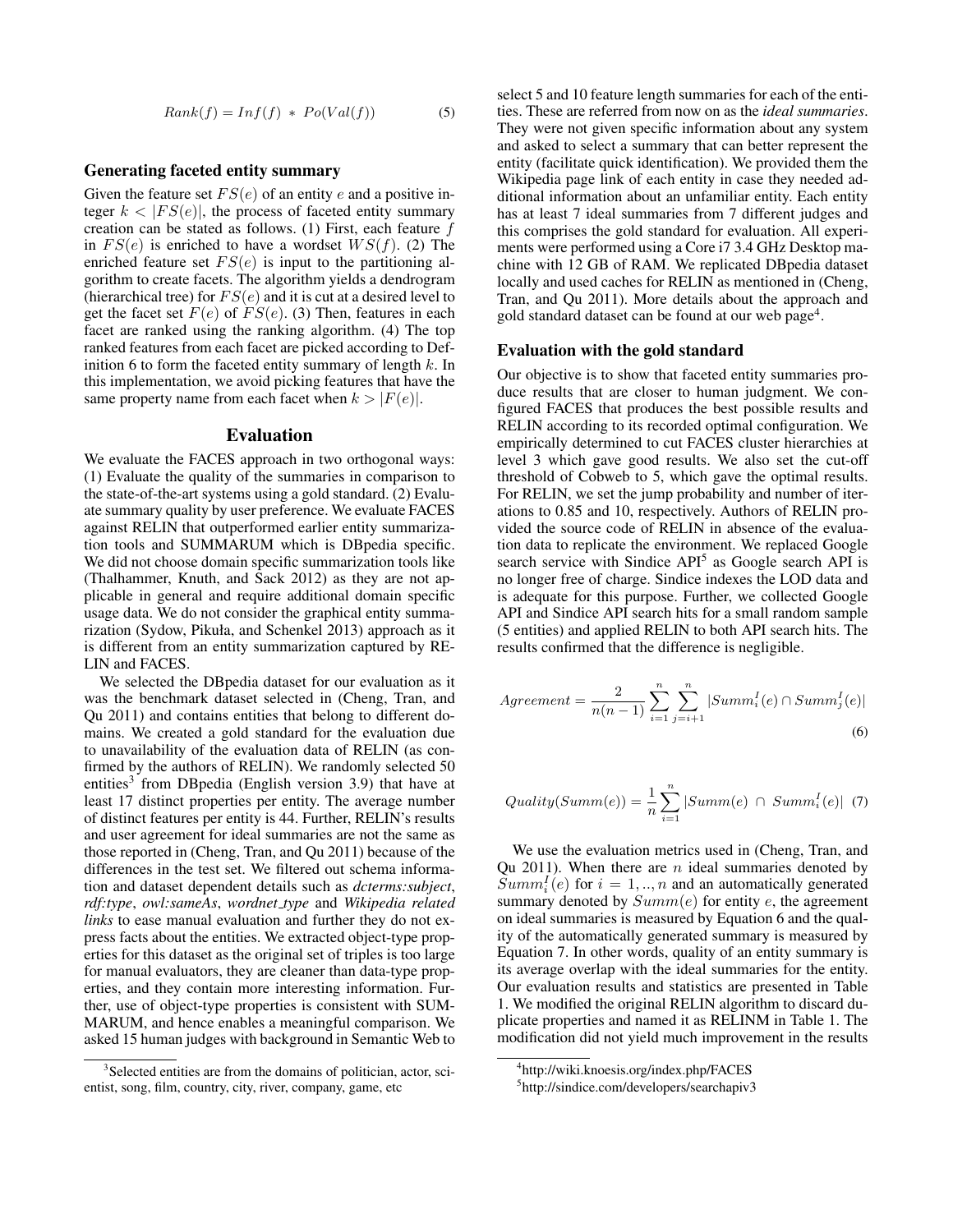$$Rank(f) = Inf(f) \, * \, Po(Val(f)) \tag{5}$$

### Generating faceted entity summary

Given the feature set $FS(e)$ of an entity $e$ and a positive integer $k < |FS(e)|$, the process of faceted entity summary creation can be stated as follows. (1) First, each feature $f$ in $FS(e)$ is enriched to have a wordset $WS(f)$. (2) The enriched feature set $FS(e)$ is input to the partitioning algorithm to create facets. The algorithm yields a dendrogram (hierarchical tree) for $FS(e)$ and it is cut at a desired level to get the facet set $F(e)$ of $FS(e)$. (3) Then, features in each facet are ranked using the ranking algorithm. (4) The top ranked features from each facet are picked according to Definition 6 to form the faceted entity summary of length $k$. In this implementation, we avoid picking features that have the same property name from each facet when $k > |F(e)|$.

## Evaluation

We evaluate the FACES approach in two orthogonal ways: (1) Evaluate the quality of the summaries in comparison to the state-of-the-art systems using a gold standard. (2) Evaluate summary quality by user preference. We evaluate FACES against RELIN that outperformed earlier entity summarization tools and SUMMARUM which is DBpedia specific. We did not choose domain specific summarization tools like (Thalhammer, Knuth, and Sack 2012) as they are not applicable in general and require additional domain specific usage data. We do not consider the graphical entity summarization (Sydow, Pikuła, and Schenkel 2013) approach as it is different from an entity summarization captured by RELIN and FACES.

We selected the DBpedia dataset for our evaluation as it was the benchmark dataset selected in (Cheng, Tran, and Qu 2011) and contains entities that belong to different domains. We created a gold standard for the evaluation due to unavailability of the evaluation data of RELIN (as confirmed by the authors of RELIN). We randomly selected 50 entities[3] from DBpedia (English version 3.9) that have at least 17 distinct properties per entity. The average number of distinct features per entity is 44. Further, RELIN's results and user agreement for ideal summaries are not the same as those reported in (Cheng, Tran, and Qu 2011) because of the differences in the test set. We filtered out schema information and dataset dependent details such as *dcterms:subject*, *rdf:type*, *owl:sameAs*, *wordnet_type* and *Wikipedia related links* to ease manual evaluation and further they do not express facts about the entities. We extracted object-type properties for this dataset as the original set of triples is too large for manual evaluators, they are cleaner than data-type properties, and they contain more interesting information. Further, use of object-type properties is consistent with SUMMARUM, and hence enables a meaningful comparison. We asked 15 human judges with background in Semantic Web to select 5 and 10 feature length summaries for each of the entities. These are referred from now on as the *ideal summaries*. They were not given specific information about any system and asked to select a summary that can better represent the entity (facilitate quick identification). We provided them the Wikipedia page link of each entity in case they needed additional information about an unfamiliar entity. Each entity has at least 7 ideal summaries from 7 different judges and this comprises the gold standard for evaluation. All experiments were performed using a Core i7 3.4 GHz Desktop machine with 12 GB of RAM. We replicated DBpedia dataset locally and used caches for RELIN as mentioned in (Cheng, Tran, and Qu 2011). More details about the approach and gold standard dataset can be found at our web page[4].

### Evaluation with the gold standard

Our objective is to show that faceted entity summaries produce results that are closer to human judgment. We configured FACES that produces the best possible results and RELIN according to its recorded optimal configuration. We empirically determined to cut FACES cluster hierarchies at level 3 which gave good results. We also set the cut-off threshold of Cobweb to 5, which gave the optimal results. For RELIN, we set the jump probability and number of iterations to 0.85 and 10, respectively. Authors of RELIN provided the source code of RELIN in absence of the evaluation data to replicate the environment. We replaced Google search service with Sindice API[5] as Google search API is no longer free of charge. Sindice indexes the LOD data and is adequate for this purpose. Further, we collected Google API and Sindice API search hits for a small random sample (5 entities) and applied RELIN to both API search hits. The results confirmed that the difference is negligible.

$$Agreement = \frac{2}{n(n-1)} \sum_{i=1}^{n} \sum_{j=i+1}^{n} |Summ_i^I(e) \cap Summ_j^I(e)| \tag{6}$$

$$Quality(Summ(e)) = \frac{1}{n} \sum_{i=1}^{n} |Summ(e) \, \cap \, Summ_i^I(e)| \tag{7}$$

We use the evaluation metrics used in (Cheng, Tran, and Qu 2011). When there are $n$ ideal summaries denoted by $Summ_i^I(e)$ for $i = 1, .., n$ and an automatically generated summary denoted by $Summ(e)$ for entity $e$, the agreement on ideal summaries is measured by Equation 6 and the quality of the automatically generated summary is measured by Equation 7. In other words, quality of an entity summary is its average overlap with the ideal summaries for the entity. Our evaluation results and statistics are presented in Table 1. We modified the original RELIN algorithm to discard duplicate properties and named it as RELINM in Table 1. The modification did not yield much improvement in the results

[3] Selected entities are from the domains of politician, actor, scientist, song, film, country, city, river, company, game, etc

[4] http://wiki.knoesis.org/index.php/FACES

[5] http://sindice.com/developers/searchapiv3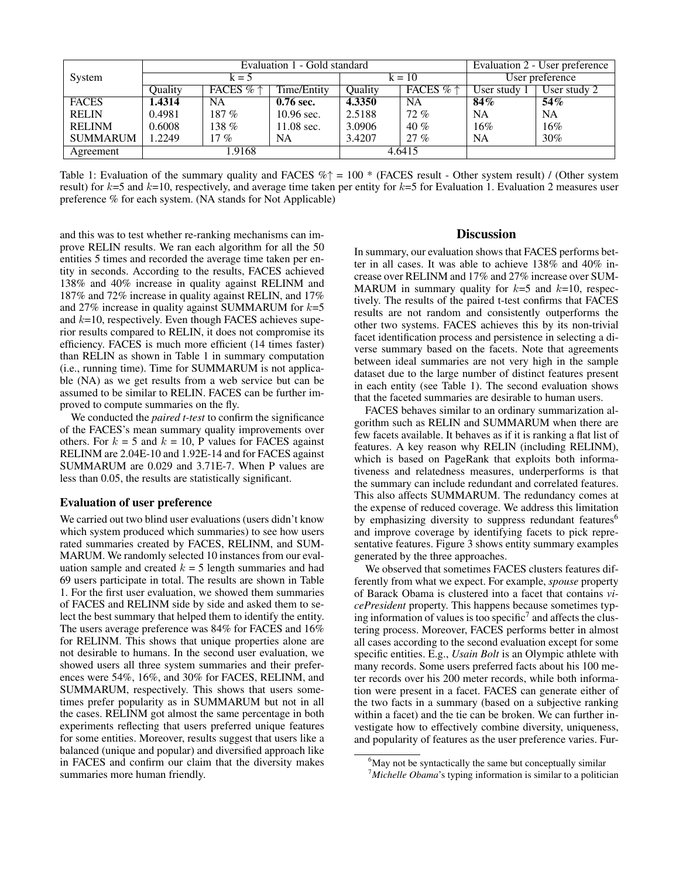| System | Evaluation 1 - Gold standard | | | | | Evaluation 2 - User preference | |
|---|---|---|---|---|---|---|---|
| | k = 5 | | | k = 10 | | User preference | |
| | Quality | FACES % ↑ | Time/Entity | Quality | FACES % ↑ | User study 1 | User study 2 |
| FACES | **1.4314** | NA | **0.76 sec.** | **4.3350** | NA | **84%** | **54%** |
| RELIN | 0.4981 | 187 % | 10.96 sec. | 2.5188 | 72 % | NA | NA |
| RELINM | 0.6008 | 138 % | 11.08 sec. | 3.0906 | 40 % | 16% | 16% |
| SUMMARUM | 1.2249 | 17 % | NA | 3.4207 | 27 % | NA | 30% |
| Agreement | 1.9168 | | | 4.6415 | | | |

Table 1: Evaluation of the summary quality and FACES %↑ = 100 * (FACES result - Other system result) / (Other system result) for $k$=5 and $k$=10, respectively, and average time taken per entity for $k$=5 for Evaluation 1. Evaluation 2 measures user preference % for each system. (NA stands for Not Applicable)

and this was to test whether re-ranking mechanisms can improve RELIN results. We ran each algorithm for all the 50 entities 5 times and recorded the average time taken per entity in seconds. According to the results, FACES achieved 138% and 40% increase in quality against RELINM and 187% and 72% increase in quality against RELIN, and 17% and 27% increase in quality against SUMMARUM for $k$=5 and $k$=10, respectively. Even though FACES achieves superior results compared to RELIN, it does not compromise its efficiency. FACES is much more efficient (14 times faster) than RELIN as shown in Table 1 in summary computation (i.e., running time). Time for SUMMARUM is not applicable (NA) as we get results from a web service but can be assumed to be similar to RELIN. FACES can be further improved to compute summaries on the fly.

We conducted the *paired t-test* to confirm the significance of the FACES's mean summary quality improvements over others. For $k$ = 5 and $k$ = 10, P values for FACES against RELINM are 2.04E-10 and 1.92E-14 and for FACES against SUMMARUM are 0.029 and 3.71E-7. When P values are less than 0.05, the results are statistically significant.

### Evaluation of user preference

We carried out two blind user evaluations (users didn't know which system produced which summaries) to see how users rated summaries created by FACES, RELINM, and SUMMARUM. We randomly selected 10 instances from our evaluation sample and created $k$ = 5 length summaries and had 69 users participate in total. The results are shown in Table 1. For the first user evaluation, we showed them summaries of FACES and RELINM side by side and asked them to select the best summary that helped them to identify the entity. The users average preference was 84% for FACES and 16% for RELINM. This shows that unique properties alone are not desirable to humans. In the second user evaluation, we showed users all three system summaries and their preferences were 54%, 16%, and 30% for FACES, RELINM, and SUMMARUM, respectively. This shows that users sometimes prefer popularity as in SUMMARUM but not in all the cases. RELINM got almost the same percentage in both experiments reflecting that users preferred unique features for some entities. Moreover, results suggest that users like a balanced (unique and popular) and diversified approach like in FACES and confirm our claim that the diversity makes summaries more human friendly.

## Discussion

In summary, our evaluation shows that FACES performs better in all cases. It was able to achieve 138% and 40% increase over RELINM and 17% and 27% increase over SUMMARUM in summary quality for $k$=5 and $k$=10, respectively. The results of the paired t-test confirms that FACES results are not random and consistently outperforms the other two systems. FACES achieves this by its non-trivial facet identification process and persistence in selecting a diverse summary based on the facets. Note that agreements between ideal summaries are not very high in the sample dataset due to the large number of distinct features present in each entity (see Table 1). The second evaluation shows that the faceted summaries are desirable to human users.

FACES behaves similar to an ordinary summarization algorithm such as RELIN and SUMMARUM when there are few facets available. It behaves as if it is ranking a flat list of features. A key reason why RELIN (including RELINM), which is based on PageRank that exploits both informativeness and relatedness measures, underperforms is that the summary can include redundant and correlated features. This also affects SUMMARUM. The redundancy comes at the expense of reduced coverage. We address this limitation by emphasizing diversity to suppress redundant features[6] and improve coverage by identifying facets to pick representative features. Figure 3 shows entity summary examples generated by the three approaches.

We observed that sometimes FACES clusters features differently from what we expect. For example, *spouse* property of Barack Obama is clustered into a facet that contains *vicePresident* property. This happens because sometimes typing information of values is too specific[7] and affects the clustering process. Moreover, FACES performs better in almost all cases according to the second evaluation except for some specific entities. E.g., *Usain Bolt* is an Olympic athlete with many records. Some users preferred facts about his 100 meter records over his 200 meter records, while both information were present in a facet. FACES can generate either of the two facts in a summary (based on a subjective ranking within a facet) and the tie can be broken. We can further investigate how to effectively combine diversity, uniqueness, and popularity of features as the user preference varies. Fur-

[6] May not be syntactically the same but conceptually similar

[7] *Michelle Obama*'s typing information is similar to a politician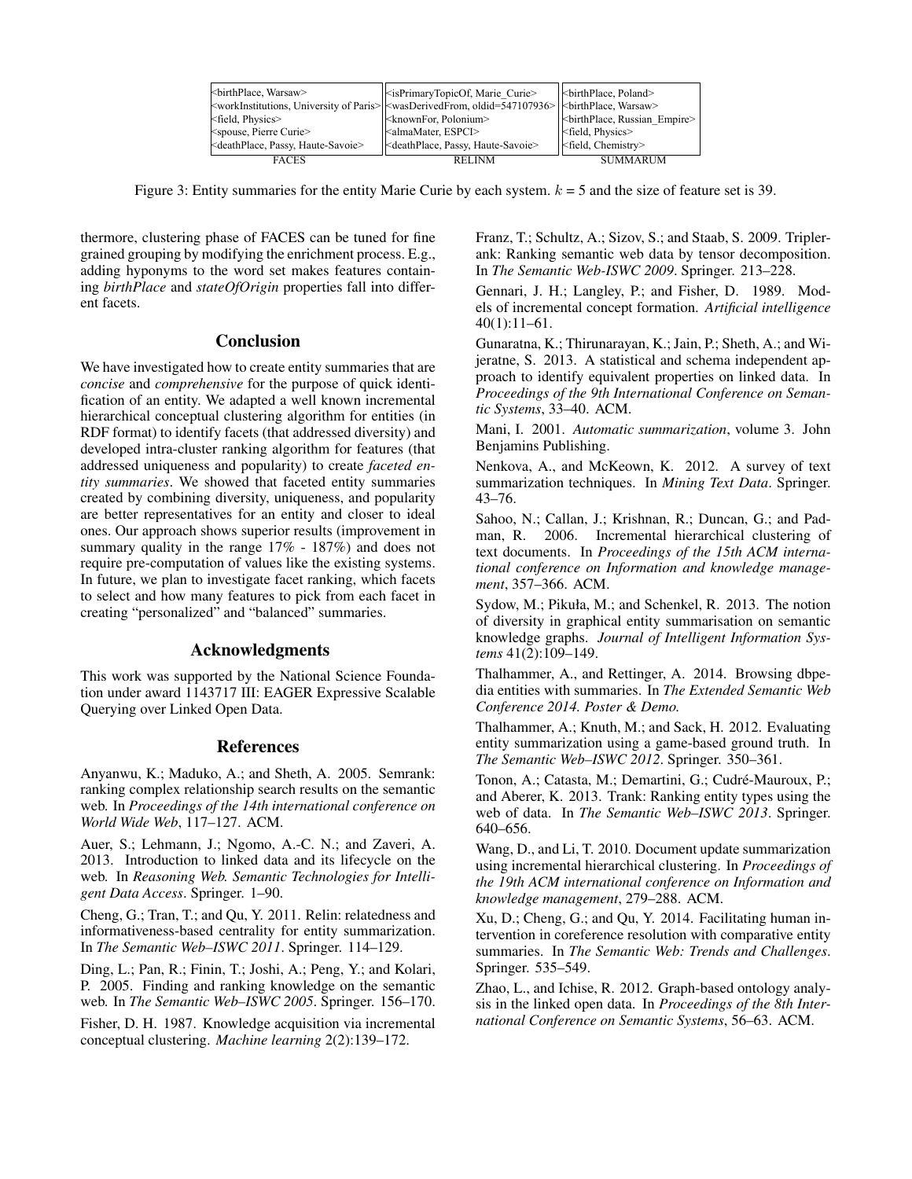| FACES | RELINM | SUMMARUM |
|---|---|---|
| <birthPlace, Warsaw> | <isPrimaryTopicOf, Marie_Curie> | <birthPlace, Poland> |
| <workInstitutions, University of Paris> | <wasDerivedFrom, oldid=547107936> | <birthPlace, Warsaw> |
| <field, Physics> | <knownFor, Polonium> | <birthPlace, Russian_Empire> |
| <spouse, Pierre Curie> | <almaMater, ESPCI> | <field, Physics> |
| <deathPlace, Passy, Haute-Savoie> | <deathPlace, Passy, Haute-Savoie> | <field, Chemistry> |

Figure 3: Entity summaries for the entity Marie Curie by each system. $k = 5$ and the size of feature set is 39.

thermore, clustering phase of FACES can be tuned for fine grained grouping by modifying the enrichment process. E.g., adding hyponyms to the word set makes features containing *birthPlace* and *stateOfOrigin* properties fall into different facets.

## Conclusion

We have investigated how to create entity summaries that are *concise* and *comprehensive* for the purpose of quick identification of an entity. We adapted a well known incremental hierarchical conceptual clustering algorithm for entities (in RDF format) to identify facets (that addressed diversity) and developed intra-cluster ranking algorithm for features (that addressed uniqueness and popularity) to create *faceted entity summaries*. We showed that faceted entity summaries created by combining diversity, uniqueness, and popularity are better representatives for an entity and closer to ideal ones. Our approach shows superior results (improvement in summary quality in the range 17% - 187%) and does not require pre-computation of values like the existing systems. In future, we plan to investigate facet ranking, which facets to select and how many features to pick from each facet in creating "personalized" and "balanced" summaries.

## Acknowledgments

This work was supported by the National Science Foundation under award 1143717 III: EAGER Expressive Scalable Querying over Linked Open Data.

## References

Anyanwu, K.; Maduko, A.; and Sheth, A. 2005. Semrank: ranking complex relationship search results on the semantic web. In *Proceedings of the 14th international conference on World Wide Web*, 117–127. ACM.

Auer, S.; Lehmann, J.; Ngomo, A.-C. N.; and Zaveri, A. 2013. Introduction to linked data and its lifecycle on the web. In *Reasoning Web. Semantic Technologies for Intelligent Data Access*. Springer. 1–90.

Cheng, G.; Tran, T.; and Qu, Y. 2011. Relin: relatedness and informativeness-based centrality for entity summarization. In *The Semantic Web–ISWC 2011*. Springer. 114–129.

Ding, L.; Pan, R.; Finin, T.; Joshi, A.; Peng, Y.; and Kolari, P. 2005. Finding and ranking knowledge on the semantic web. In *The Semantic Web–ISWC 2005*. Springer. 156–170.

Fisher, D. H. 1987. Knowledge acquisition via incremental conceptual clustering. *Machine learning* 2(2):139–172.

Franz, T.; Schultz, A.; Sizov, S.; and Staab, S. 2009. Triplerank: Ranking semantic web data by tensor decomposition. In *The Semantic Web-ISWC 2009*. Springer. 213–228.

Gennari, J. H.; Langley, P.; and Fisher, D. 1989. Models of incremental concept formation. *Artificial intelligence* 40(1):11–61.

Gunaratna, K.; Thirunarayan, K.; Jain, P.; Sheth, A.; and Wijeratne, S. 2013. A statistical and schema independent approach to identify equivalent properties on linked data. In *Proceedings of the 9th International Conference on Semantic Systems*, 33–40. ACM.

Mani, I. 2001. *Automatic summarization*, volume 3. John Benjamins Publishing.

Nenkova, A., and McKeown, K. 2012. A survey of text summarization techniques. In *Mining Text Data*. Springer. 43–76.

Sahoo, N.; Callan, J.; Krishnan, R.; Duncan, G.; and Padman, R. 2006. Incremental hierarchical clustering of text documents. In *Proceedings of the 15th ACM international conference on Information and knowledge management*, 357–366. ACM.

Sydow, M.; Pikuła, M.; and Schenkel, R. 2013. The notion of diversity in graphical entity summarisation on semantic knowledge graphs. *Journal of Intelligent Information Systems* 41(2):109–149.

Thalhammer, A., and Rettinger, A. 2014. Browsing dbpedia entities with summaries. In *The Extended Semantic Web Conference 2014. Poster & Demo.*

Thalhammer, A.; Knuth, M.; and Sack, H. 2012. Evaluating entity summarization using a game-based ground truth. In *The Semantic Web–ISWC 2012*. Springer. 350–361.

Tonon, A.; Catasta, M.; Demartini, G.; Cudré-Mauroux, P.; and Aberer, K. 2013. Trank: Ranking entity types using the web of data. In *The Semantic Web–ISWC 2013*. Springer. 640–656.

Wang, D., and Li, T. 2010. Document update summarization using incremental hierarchical clustering. In *Proceedings of the 19th ACM international conference on Information and knowledge management*, 279–288. ACM.

Xu, D.; Cheng, G.; and Qu, Y. 2014. Facilitating human intervention in coreference resolution with comparative entity summaries. In *The Semantic Web: Trends and Challenges*. Springer. 535–549.

Zhao, L., and Ichise, R. 2012. Graph-based ontology analysis in the linked open data. In *Proceedings of the 8th International Conference on Semantic Systems*, 56–63. ACM.